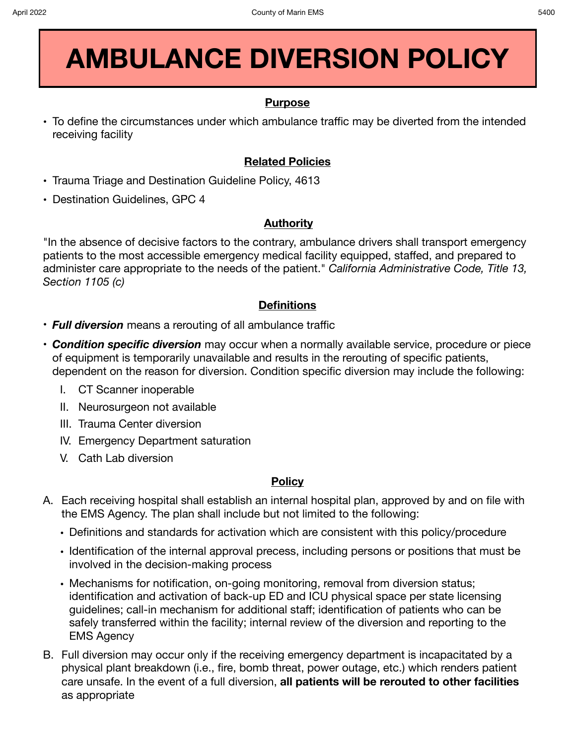# AMBULANCE DIVERSION POLICY

## Purpose

- To define the circumstances under which ambulance traffic may be diverted from the intended receiving facility

## Related Policies

- Trauma Triage and Destination Guideline Policy, 4613
- Destination Guidelines, GPC 4

## Authority

"In the absence of decisive factors to the contrary, ambulance drivers shall transport emergency patients to the most accessible emergency medical facility equipped, staffed, and prepared to administer care appropriate to the needs of the patient." *California Administrative Code, Title 13, Section 1105 (c)*

## Definitions

- ***Full diversion*** means a rerouting of all ambulance traffic
- ***Condition specific diversion*** may occur when a normally available service, procedure or piece of equipment is temporarily unavailable and results in the rerouting of specific patients, dependent on the reason for diversion. Condition specific diversion may include the following:
  - I. CT Scanner inoperable
  - II. Neurosurgeon not available
  - III. Trauma Center diversion
  - IV. Emergency Department saturation
  - V. Cath Lab diversion

## Policy

A. Each receiving hospital shall establish an internal hospital plan, approved by and on file with the EMS Agency. The plan shall include but not limited to the following:
   - Definitions and standards for activation which are consistent with this policy/procedure
   - Identification of the internal approval precess, including persons or positions that must be involved in the decision-making process
   - Mechanisms for notification, on-going monitoring, removal from diversion status; identification and activation of back-up ED and ICU physical space per state licensing guidelines; call-in mechanism for additional staff; identification of patients who can be safely transferred within the facility; internal review of the diversion and reporting to the EMS Agency

B. Full diversion may occur only if the receiving emergency department is incapacitated by a physical plant breakdown (i.e., fire, bomb threat, power outage, etc.) which renders patient care unsafe. In the event of a full diversion, **all patients will be rerouted to other facilities** as appropriate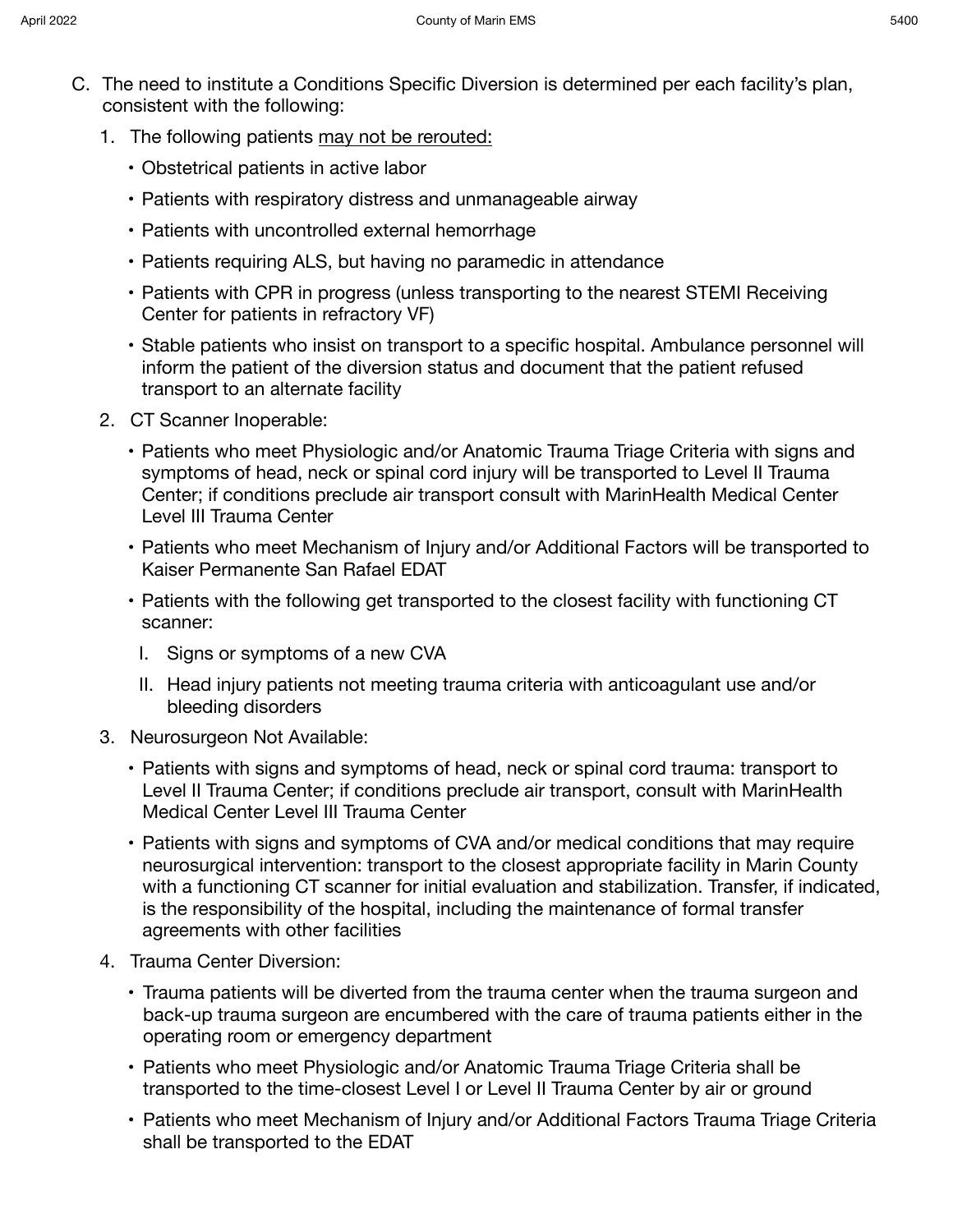C. The need to institute a Conditions Specific Diversion is determined per each facility's plan, consistent with the following:

   1. The following patients <u>may not be rerouted:</u>
      - Obstetrical patients in active labor
      - Patients with respiratory distress and unmanageable airway
      - Patients with uncontrolled external hemorrhage
      - Patients requiring ALS, but having no paramedic in attendance
      - Patients with CPR in progress (unless transporting to the nearest STEMI Receiving Center for patients in refractory VF)
      - Stable patients who insist on transport to a specific hospital. Ambulance personnel will inform the patient of the diversion status and document that the patient refused transport to an alternate facility
   2. CT Scanner Inoperable:
      - Patients who meet Physiologic and/or Anatomic Trauma Triage Criteria with signs and symptoms of head, neck or spinal cord injury will be transported to Level II Trauma Center; if conditions preclude air transport consult with MarinHealth Medical Center Level III Trauma Center
      - Patients who meet Mechanism of Injury and/or Additional Factors will be transported to Kaiser Permanente San Rafael EDAT
      - Patients with the following get transported to the closest facility with functioning CT scanner:
        - I. Signs or symptoms of a new CVA
        - II. Head injury patients not meeting trauma criteria with anticoagulant use and/or bleeding disorders
   3. Neurosurgeon Not Available:
      - Patients with signs and symptoms of head, neck or spinal cord trauma: transport to Level II Trauma Center; if conditions preclude air transport, consult with MarinHealth Medical Center Level III Trauma Center
      - Patients with signs and symptoms of CVA and/or medical conditions that may require neurosurgical intervention: transport to the closest appropriate facility in Marin County with a functioning CT scanner for initial evaluation and stabilization. Transfer, if indicated, is the responsibility of the hospital, including the maintenance of formal transfer agreements with other facilities
   4. Trauma Center Diversion:
      - Trauma patients will be diverted from the trauma center when the trauma surgeon and back-up trauma surgeon are encumbered with the care of trauma patients either in the operating room or emergency department
      - Patients who meet Physiologic and/or Anatomic Trauma Triage Criteria shall be transported to the time-closest Level I or Level II Trauma Center by air or ground
      - Patients who meet Mechanism of Injury and/or Additional Factors Trauma Triage Criteria shall be transported to the EDAT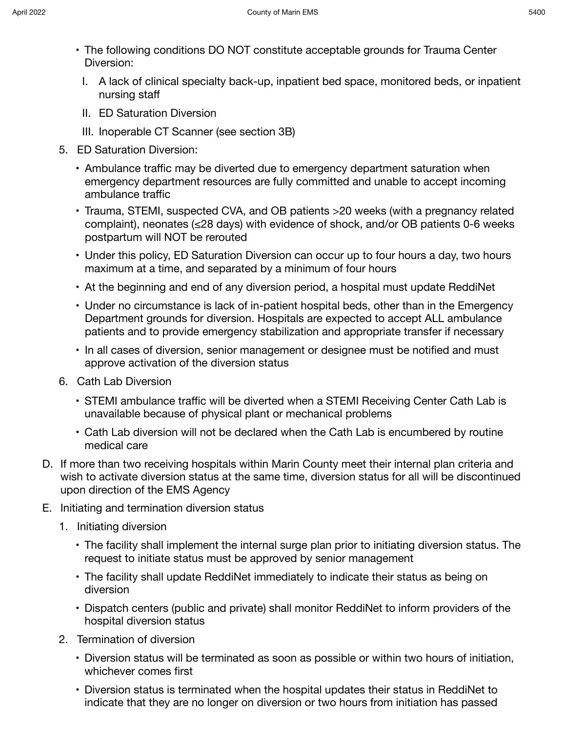- The following conditions DO NOT constitute acceptable grounds for Trauma Center Diversion:
  - I. A lack of clinical specialty back-up, inpatient bed space, monitored beds, or inpatient nursing staff
  - II. ED Saturation Diversion
  - III. Inoperable CT Scanner (see section 3B)

5. ED Saturation Diversion:
   - Ambulance traffic may be diverted due to emergency department saturation when emergency department resources are fully committed and unable to accept incoming ambulance traffic
   - Trauma, STEMI, suspected CVA, and OB patients >20 weeks (with a pregnancy related complaint), neonates (≤28 days) with evidence of shock, and/or OB patients 0-6 weeks postpartum will NOT be rerouted
   - Under this policy, ED Saturation Diversion can occur up to four hours a day, two hours maximum at a time, and separated by a minimum of four hours
   - At the beginning and end of any diversion period, a hospital must update ReddiNet
   - Under no circumstance is lack of in-patient hospital beds, other than in the Emergency Department grounds for diversion. Hospitals are expected to accept ALL ambulance patients and to provide emergency stabilization and appropriate transfer if necessary
   - In all cases of diversion, senior management or designee must be notified and must approve activation of the diversion status

6. Cath Lab Diversion
   - STEMI ambulance traffic will be diverted when a STEMI Receiving Center Cath Lab is unavailable because of physical plant or mechanical problems
   - Cath Lab diversion will not be declared when the Cath Lab is encumbered by routine medical care

D. If more than two receiving hospitals within Marin County meet their internal plan criteria and wish to activate diversion status at the same time, diversion status for all will be discontinued upon direction of the EMS Agency

E. Initiating and termination diversion status

1. Initiating diversion
   - The facility shall implement the internal surge plan prior to initiating diversion status. The request to initiate status must be approved by senior management
   - The facility shall update ReddiNet immediately to indicate their status as being on diversion
   - Dispatch centers (public and private) shall monitor ReddiNet to inform providers of the hospital diversion status

2. Termination of diversion
   - Diversion status will be terminated as soon as possible or within two hours of initiation, whichever comes first
   - Diversion status is terminated when the hospital updates their status in ReddiNet to indicate that they are no longer on diversion or two hours from initiation has passed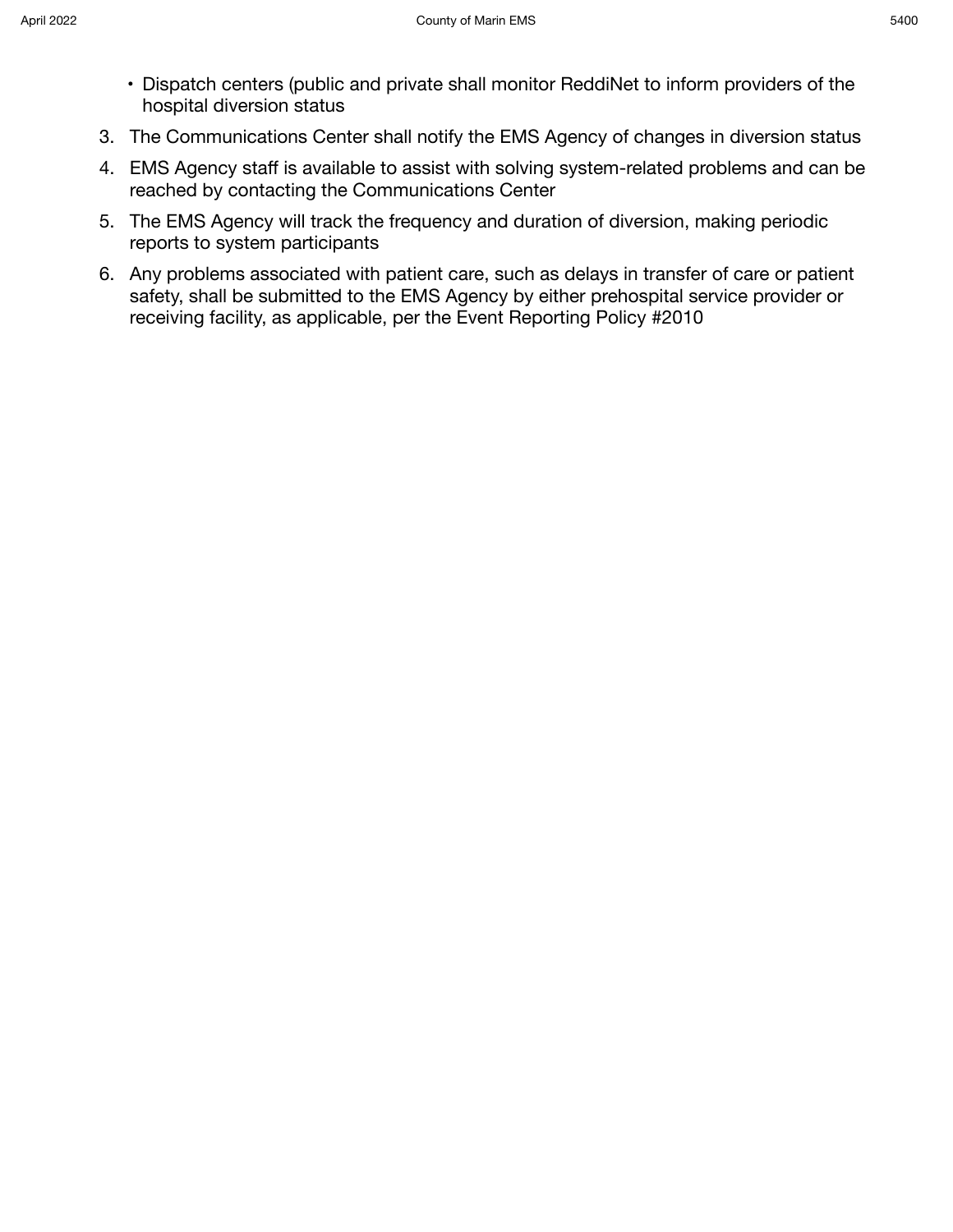- Dispatch centers (public and private shall monitor ReddiNet to inform providers of the hospital diversion status

3. The Communications Center shall notify the EMS Agency of changes in diversion status
4. EMS Agency staff is available to assist with solving system-related problems and can be reached by contacting the Communications Center
5. The EMS Agency will track the frequency and duration of diversion, making periodic reports to system participants
6. Any problems associated with patient care, such as delays in transfer of care or patient safety, shall be submitted to the EMS Agency by either prehospital service provider or receiving facility, as applicable, per the Event Reporting Policy #2010